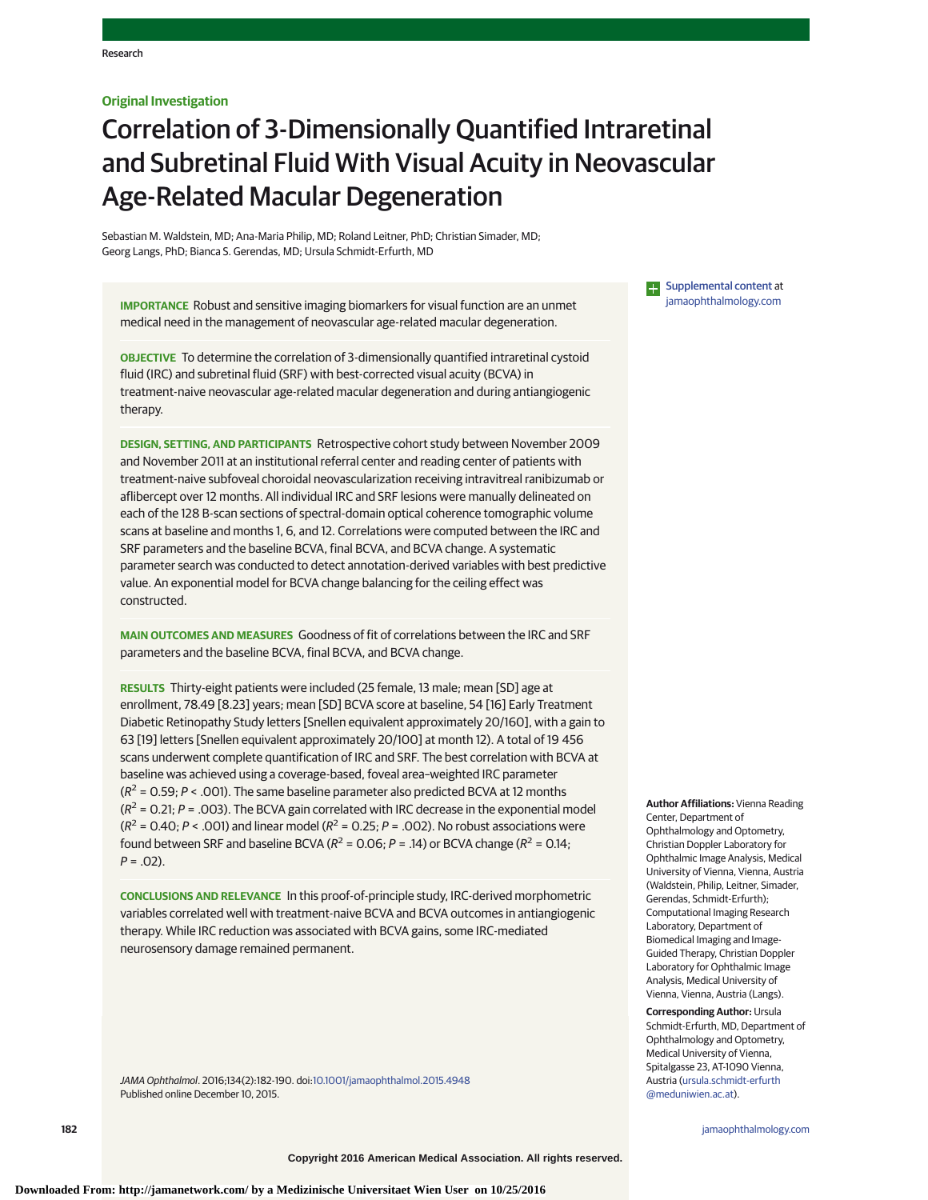Original Investigation

# Correlation of 3-Dimensionally Quantified Intraretinal and Subretinal Fluid With Visual Acuity in Neovascular Age-Related Macular Degeneration

Sebastian M. Waldstein, MD; Ana-Maria Philip, MD; Roland Leitner, PhD; Christian Simader, MD; Georg Langs, PhD; Bianca S. Gerendas, MD; Ursula Schmidt-Erfurth, MD

**IMPORTANCE** Robust and sensitive imaging biomarkers for visual function are an unmet medical need in the management of neovascular age-related macular degeneration.

**OBJECTIVE** To determine the correlation of 3-dimensionally quantified intraretinal cystoid fluid (IRC) and subretinal fluid (SRF) with best-corrected visual acuity (BCVA) in treatment-naive neovascular age-related macular degeneration and during antiangiogenic therapy.

**DESIGN, SETTING, AND PARTICIPANTS** Retrospective cohort study between November 2009 and November 2011 at an institutional referral center and reading center of patients with treatment-naive subfoveal choroidal neovascularization receiving intravitreal ranibizumab or aflibercept over 12 months. All individual IRC and SRF lesions were manually delineated on each of the 128 B-scan sections of spectral-domain optical coherence tomographic volume scans at baseline and months 1, 6, and 12. Correlations were computed between the IRC and SRF parameters and the baseline BCVA, final BCVA, and BCVA change. A systematic parameter search was conducted to detect annotation-derived variables with best predictive value. An exponential model for BCVA change balancing for the ceiling effect was constructed.

**MAIN OUTCOMES AND MEASURES** Goodness of fit of correlations between the IRC and SRF parameters and the baseline BCVA, final BCVA, and BCVA change.

**RESULTS** Thirty-eight patients were included (25 female, 13 male; mean [SD] age at enrollment, 78.49 [8.23] years; mean [SD] BCVA score at baseline, 54 [16] Early Treatment Diabetic Retinopathy Study letters [Snellen equivalent approximately 20/160], with a gain to 63 [19] letters [Snellen equivalent approximately 20/100] at month 12). A total of 19 456 scans underwent complete quantification of IRC and SRF. The best correlation with BCVA at baseline was achieved using a coverage-based, foveal area–weighted IRC parameter ($R^2$ = 0.59; $P$ < .001). The same baseline parameter also predicted BCVA at 12 months ($R^2$ = 0.21; $P$ = .003). The BCVA gain correlated with IRC decrease in the exponential model ($R^2$ = 0.40; $P$ < .001) and linear model ($R^2$ = 0.25; $P$ = .002). No robust associations were found between SRF and baseline BCVA ($R^2$ = 0.06; $P$ = .14) or BCVA change ($R^2$ = 0.14; $P$ = .02).

**CONCLUSIONS AND RELEVANCE** In this proof-of-principle study, IRC-derived morphometric variables correlated well with treatment-naive BCVA and BCVA outcomes in antiangiogenic therapy. While IRC reduction was associated with BCVA gains, some IRC-mediated neurosensory damage remained permanent.

*JAMA Ophthalmol*. 2016;134(2):182-190. doi:10.1001/jamaophthalmol.2015.4948
Published online December 10, 2015.

Supplemental content at jamaophthalmology.com

**Author Affiliations:** Vienna Reading Center, Department of Ophthalmology and Optometry, Christian Doppler Laboratory for Ophthalmic Image Analysis, Medical University of Vienna, Vienna, Austria (Waldstein, Philip, Leitner, Simader, Gerendas, Schmidt-Erfurth); Computational Imaging Research Laboratory, Department of Biomedical Imaging and Image-Guided Therapy, Christian Doppler Laboratory for Ophthalmic Image Analysis, Medical University of Vienna, Vienna, Austria (Langs).

**Corresponding Author:** Ursula Schmidt-Erfurth, MD, Department of Ophthalmology and Optometry, Medical University of Vienna, Spitalgasse 23, AT-1090 Vienna, Austria (ursula.schmidt-erfurth@meduniwien.ac.at).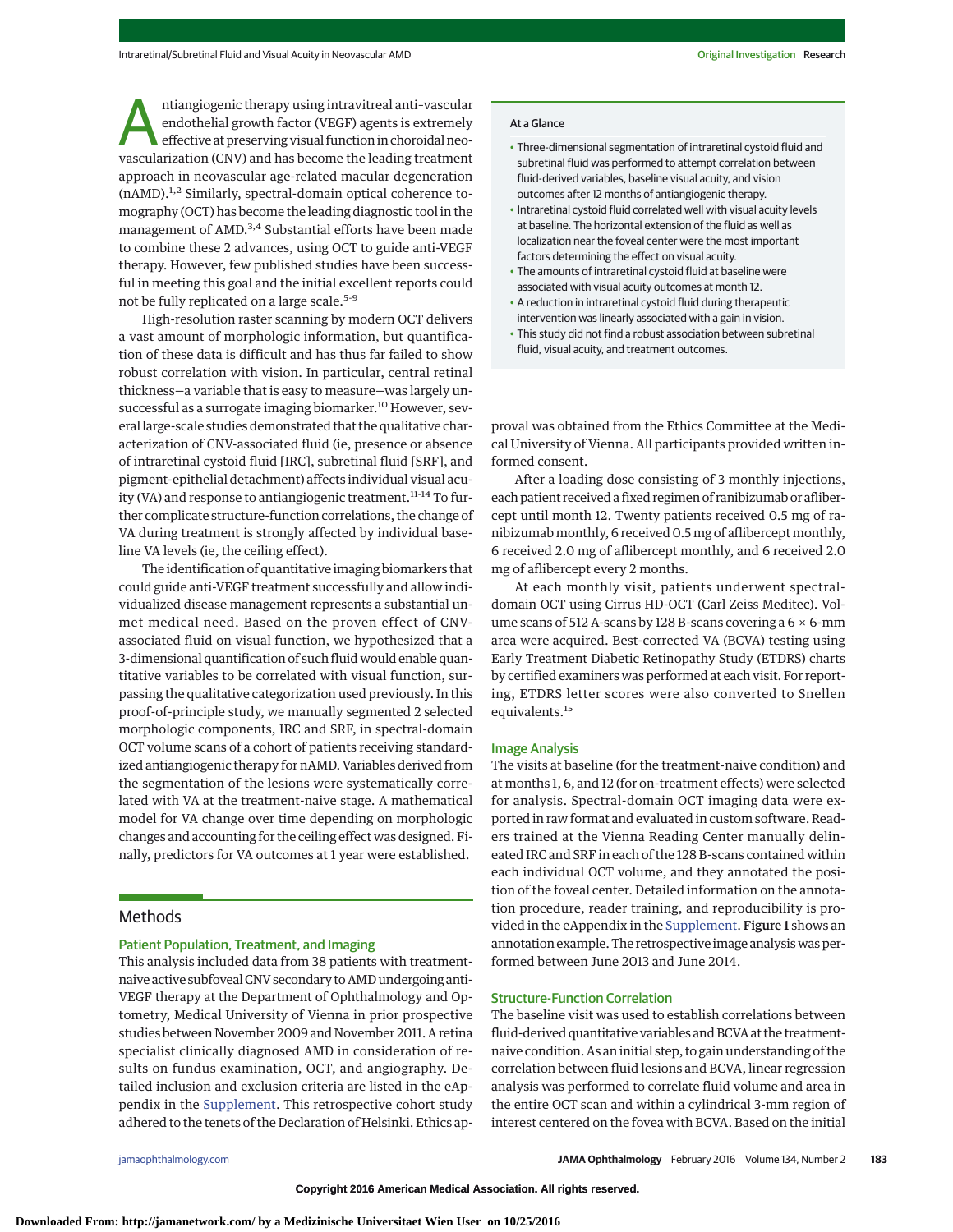Antiangiogenic therapy using intravitreal anti-vascular endothelial growth factor (VEGF) agents is extremely effective at preserving visual function in choroidal neovascularization (CNV) and has become the leading treatment approach in neovascular age-related macular degeneration (nAMD).[1,2] Similarly, spectral-domain optical coherence tomography (OCT) has become the leading diagnostic tool in the management of AMD.[3,4] Substantial efforts have been made to combine these 2 advances, using OCT to guide anti-VEGF therapy. However, few published studies have been successful in meeting this goal and the initial excellent reports could not be fully replicated on a large scale.[5-9]

High-resolution raster scanning by modern OCT delivers a vast amount of morphologic information, but quantification of these data is difficult and has thus far failed to show robust correlation with vision. In particular, central retinal thickness—a variable that is easy to measure—was largely unsuccessful as a surrogate imaging biomarker.[10] However, several large-scale studies demonstrated that the qualitative characterization of CNV-associated fluid (ie, presence or absence of intraretinal cystoid fluid [IRC], subretinal fluid [SRF], and pigment-epithelial detachment) affects individual visual acuity (VA) and response to antiangiogenic treatment.[11-14] To further complicate structure-function correlations, the change of VA during treatment is strongly affected by individual baseline VA levels (ie, the ceiling effect).

The identification of quantitative imaging biomarkers that could guide anti-VEGF treatment successfully and allow individualized disease management represents a substantial unmet medical need. Based on the proven effect of CNV-associated fluid on visual function, we hypothesized that a 3-dimensional quantification of such fluid would enable quantitative variables to be correlated with visual function, surpassing the qualitative categorization used previously. In this proof-of-principle study, we manually segmented 2 selected morphologic components, IRC and SRF, in spectral-domain OCT volume scans of a cohort of patients receiving standardized antiangiogenic therapy for nAMD. Variables derived from the segmentation of the lesions were systematically correlated with VA at the treatment-naive stage. A mathematical model for VA change over time depending on morphologic changes and accounting for the ceiling effect was designed. Finally, predictors for VA outcomes at 1 year were established.

**At a Glance**

- Three-dimensional segmentation of intraretinal cystoid fluid and subretinal fluid was performed to attempt correlation between fluid-derived variables, baseline visual acuity, and vision outcomes after 12 months of antiangiogenic therapy.
- Intraretinal cystoid fluid correlated well with visual acuity levels at baseline. The horizontal extension of the fluid as well as localization near the foveal center were the most important factors determining the effect on visual acuity.
- The amounts of intraretinal cystoid fluid at baseline were associated with visual acuity outcomes at month 12.
- A reduction in intraretinal cystoid fluid during therapeutic intervention was linearly associated with a gain in vision.
- This study did not find a robust association between subretinal fluid, visual acuity, and treatment outcomes.

## Methods

### Patient Population, Treatment, and Imaging

This analysis included data from 38 patients with treatment-naive active subfoveal CNV secondary to AMD undergoing anti-VEGF therapy at the Department of Ophthalmology and Optometry, Medical University of Vienna in prior prospective studies between November 2009 and November 2011. A retina specialist clinically diagnosed AMD in consideration of results on fundus examination, OCT, and angiography. Detailed inclusion and exclusion criteria are listed in the eAppendix in the Supplement. This retrospective cohort study adhered to the tenets of the Declaration of Helsinki. Ethics approval was obtained from the Ethics Committee at the Medical University of Vienna. All participants provided written informed consent.

After a loading dose consisting of 3 monthly injections, each patient received a fixed regimen of ranibizumab or aflibercept until month 12. Twenty patients received 0.5 mg of ranibizumab monthly, 6 received 0.5 mg of aflibercept monthly, 6 received 2.0 mg of aflibercept monthly, and 6 received 2.0 mg of aflibercept every 2 months.

At each monthly visit, patients underwent spectral-domain OCT using Cirrus HD-OCT (Carl Zeiss Meditec). Volume scans of 512 A-scans by 128 B-scans covering a 6 × 6-mm area were acquired. Best-corrected VA (BCVA) testing using Early Treatment Diabetic Retinopathy Study (ETDRS) charts by certified examiners was performed at each visit. For reporting, ETDRS letter scores were also converted to Snellen equivalents.[15]

### Image Analysis

The visits at baseline (for the treatment-naive condition) and at months 1, 6, and 12 (for on-treatment effects) were selected for analysis. Spectral-domain OCT imaging data were exported in raw format and evaluated in custom software. Readers trained at the Vienna Reading Center manually delineated IRC and SRF in each of the 128 B-scans contained within each individual OCT volume, and they annotated the position of the foveal center. Detailed information on the annotation procedure, reader training, and reproducibility is provided in the eAppendix in the Supplement. **Figure 1** shows an annotation example. The retrospective image analysis was performed between June 2013 and June 2014.

### Structure-Function Correlation

The baseline visit was used to establish correlations between fluid-derived quantitative variables and BCVA at the treatment-naive condition. As an initial step, to gain understanding of the correlation between fluid lesions and BCVA, linear regression analysis was performed to correlate fluid volume and area in the entire OCT scan and within a cylindrical 3-mm region of interest centered on the fovea with BCVA. Based on the initial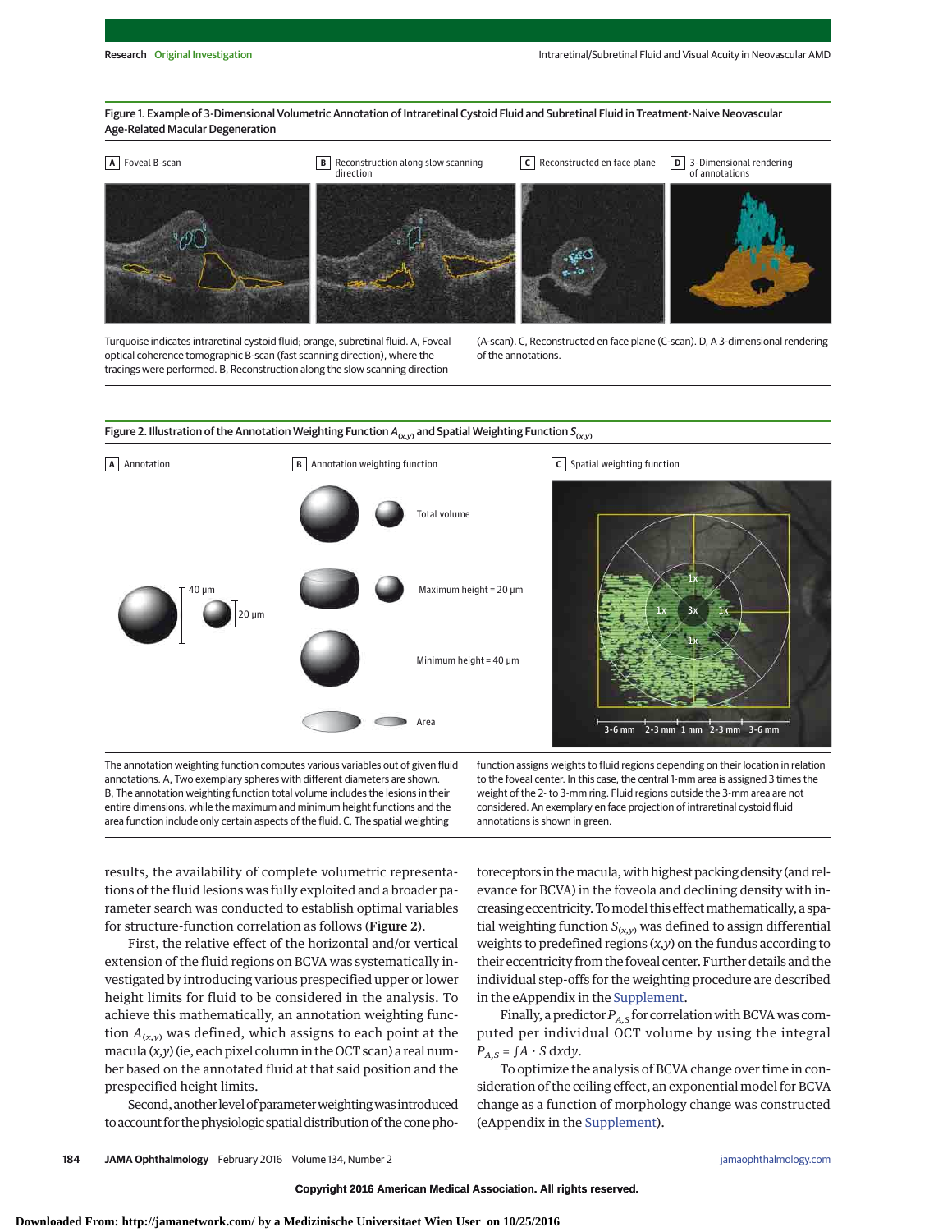**Figure 1. Example of 3-Dimensional Volumetric Annotation of Intraretinal Cystoid Fluid and Subretinal Fluid in Treatment-Naive Neovascular Age-Related Macular Degeneration**

A Foveal B-scan | B Reconstruction along slow scanning direction | C Reconstructed en face plane | D 3-Dimensional rendering of annotations

Turquoise indicates intraretinal cystoid fluid; orange, subretinal fluid. A, Foveal optical coherence tomographic B-scan (fast scanning direction), where the tracings were performed. B, Reconstruction along the slow scanning direction (A-scan). C, Reconstructed en face plane (C-scan). D, A 3-dimensional rendering of the annotations.

**Figure 2. Illustration of the Annotation Weighting Function $A_{(x,y)}$ and Spatial Weighting Function $S_{(x,y)}$**

A Annotation | B Annotation weighting function | C Spatial weighting function

The annotation weighting function computes various variables out of given fluid annotations. A, Two exemplary spheres with different diameters are shown. B, The annotation weighting function total volume includes the lesions in their entire dimensions, while the maximum and minimum height functions and the area function include only certain aspects of the fluid. C, The spatial weighting function assigns weights to fluid regions depending on their location in relation to the foveal center. In this case, the central 1-mm area is assigned 3 times the weight of the 2- to 3-mm ring. Fluid regions outside the 3-mm area are not considered. An exemplary en face projection of intraretinal cystoid fluid annotations is shown in green.

results, the availability of complete volumetric representations of the fluid lesions was fully exploited and a broader parameter search was conducted to establish optimal variables for structure-function correlation as follows (**Figure 2**).

First, the relative effect of the horizontal and/or vertical extension of the fluid regions on BCVA was systematically investigated by introducing various prespecified upper or lower height limits for fluid to be considered in the analysis. To achieve this mathematically, an annotation weighting function $A_{(x,y)}$ was defined, which assigns to each point at the macula $(x,y)$ (ie, each pixel column in the OCT scan) a real number based on the annotated fluid at that said position and the prespecified height limits.

Second, another level of parameter weighting was introduced to account for the physiologic spatial distribution of the cone photoreceptors in the macula, with highest packing density (and relevance for BCVA) in the foveola and declining density with increasing eccentricity. To model this effect mathematically, a spatial weighting function $S_{(x,y)}$ was defined to assign differential weights to predefined regions $(x,y)$ on the fundus according to their eccentricity from the foveal center. Further details and the individual step-offs for the weighting procedure are described in the eAppendix in the Supplement.

Finally, a predictor $P_{A,S}$ for correlation with BCVA was computed per individual OCT volume by using the integral $P_{A,S} = \int A \cdot S \, dxdy$.

To optimize the analysis of BCVA change over time in consideration of the ceiling effect, an exponential model for BCVA change as a function of morphology change was constructed (eAppendix in the Supplement).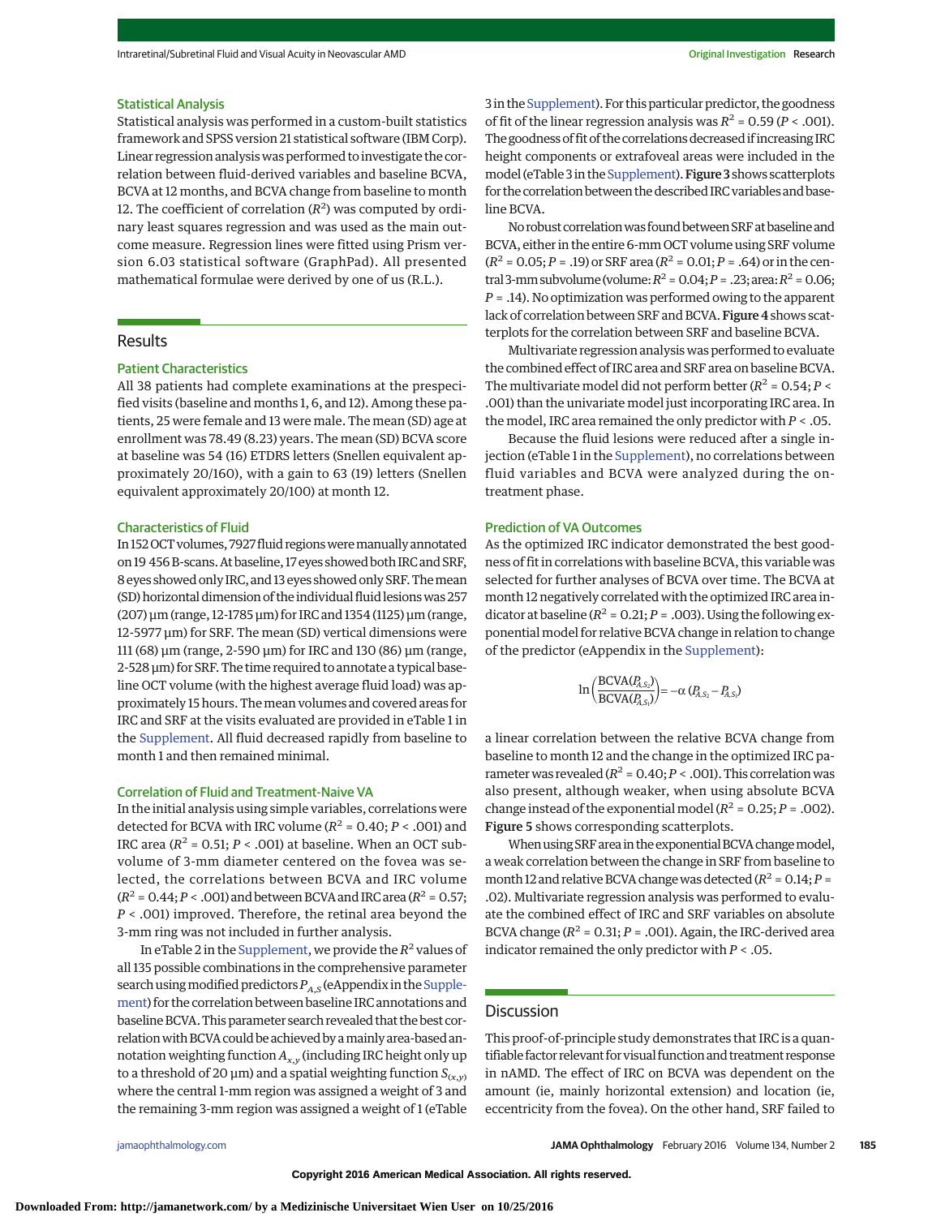## Statistical Analysis

Statistical analysis was performed in a custom-built statistics framework and SPSS version 21 statistical software (IBM Corp). Linear regression analysis was performed to investigate the correlation between fluid-derived variables and baseline BCVA, BCVA at 12 months, and BCVA change from baseline to month 12. The coefficient of correlation ($R^2$) was computed by ordinary least squares regression and was used as the main outcome measure. Regression lines were fitted using Prism version 6.03 statistical software (GraphPad). All presented mathematical formulae were derived by one of us (R.L.).

## Results

### Patient Characteristics

All 38 patients had complete examinations at the prespecified visits (baseline and months 1, 6, and 12). Among these patients, 25 were female and 13 were male. The mean (SD) age at enrollment was 78.49 (8.23) years. The mean (SD) BCVA score at baseline was 54 (16) ETDRS letters (Snellen equivalent approximately 20/160), with a gain to 63 (19) letters (Snellen equivalent approximately 20/100) at month 12.

### Characteristics of Fluid

In 152 OCT volumes, 7927 fluid regions were manually annotated on 19 456 B-scans. At baseline, 17 eyes showed both IRC and SRF, 8 eyes showed only IRC, and 13 eyes showed only SRF. The mean (SD) horizontal dimension of the individual fluid lesions was 257 (207) µm (range, 12-1785 µm) for IRC and 1354 (1125) µm (range, 12-5977 µm) for SRF. The mean (SD) vertical dimensions were 111 (68) µm (range, 2-590 µm) for IRC and 130 (86) µm (range, 2-528 µm) for SRF. The time required to annotate a typical baseline OCT volume (with the highest average fluid load) was approximately 15 hours. The mean volumes and covered areas for IRC and SRF at the visits evaluated are provided in eTable 1 in the Supplement. All fluid decreased rapidly from baseline to month 1 and then remained minimal.

### Correlation of Fluid and Treatment-Naive VA

In the initial analysis using simple variables, correlations were detected for BCVA with IRC volume ($R^2$ = 0.40; $P$ < .001) and IRC area ($R^2$ = 0.51; $P$ < .001) at baseline. When an OCT subvolume of 3-mm diameter centered on the fovea was selected, the correlations between BCVA and IRC volume ($R^2$ = 0.44; $P$ < .001) and between BCVA and IRC area ($R^2$ = 0.57; $P$ < .001) improved. Therefore, the retinal area beyond the 3-mm ring was not included in further analysis.

In eTable 2 in the Supplement, we provide the $R^2$ values of all 135 possible combinations in the comprehensive parameter search using modified predictors $P_{A,S}$ (eAppendix in the Supplement) for the correlation between baseline IRC annotations and baseline BCVA. This parameter search revealed that the best correlation with BCVA could be achieved by a mainly area-based annotation weighting function $A_{x,y}$ (including IRC height only up to a threshold of 20 µm) and a spatial weighting function $S_{(x,y)}$ where the central 1-mm region was assigned a weight of 3 and the remaining 3-mm region was assigned a weight of 1 (eTable 3 in the Supplement). For this particular predictor, the goodness of fit of the linear regression analysis was $R^2$ = 0.59 ($P$ < .001). The goodness of fit of the correlations decreased if increasing IRC height components or extrafoveal areas were included in the model (eTable 3 in the Supplement). **Figure 3** shows scatterplots for the correlation between the described IRC variables and baseline BCVA.

No robust correlation was found between SRF at baseline and BCVA, either in the entire 6-mm OCT volume using SRF volume ($R^2$ = 0.05; $P$ = .19) or SRF area ($R^2$ = 0.01; $P$ = .64) or in the central 3-mm subvolume (volume: $R^2$ = 0.04; $P$ = .23; area: $R^2$ = 0.06; $P$ = .14). No optimization was performed owing to the apparent lack of correlation between SRF and BCVA. **Figure 4** shows scatterplots for the correlation between SRF and baseline BCVA.

Multivariate regression analysis was performed to evaluate the combined effect of IRC area and SRF area on baseline BCVA. The multivariate model did not perform better ($R^2$ = 0.54; $P$ < .001) than the univariate model just incorporating IRC area. In the model, IRC area remained the only predictor with $P$ < .05.

Because the fluid lesions were reduced after a single injection (eTable 1 in the Supplement), no correlations between fluid variables and BCVA were analyzed during the on-treatment phase.

### Prediction of VA Outcomes

As the optimized IRC indicator demonstrated the best goodness of fit in correlations with baseline BCVA, this variable was selected for further analyses of BCVA over time. The BCVA at month 12 negatively correlated with the optimized IRC area indicator at baseline ($R^2$ = 0.21; $P$ = .003). Using the following exponential model for relative BCVA change in relation to change of the predictor (eAppendix in the Supplement):

$$\ln\left(\frac{\mathrm{BCVA}(P_{A,S_2})}{\mathrm{BCVA}(P_{A,S_1})}\right) = -\alpha\,(P_{A,S_2} - P_{A,S_1})$$

a linear correlation between the relative BCVA change from baseline to month 12 and the change in the optimized IRC parameter was revealed ($R^2$ = 0.40; $P$ < .001). This correlation was also present, although weaker, when using absolute BCVA change instead of the exponential model ($R^2$ = 0.25; $P$ = .002). **Figure 5** shows corresponding scatterplots.

When using SRF area in the exponential BCVA change model, a weak correlation between the change in SRF from baseline to month 12 and relative BCVA change was detected ($R^2$ = 0.14; $P$ = .02). Multivariate regression analysis was performed to evaluate the combined effect of IRC and SRF variables on absolute BCVA change ($R^2$ = 0.31; $P$ = .001). Again, the IRC-derived area indicator remained the only predictor with $P$ < .05.

## Discussion

This proof-of-principle study demonstrates that IRC is a quantifiable factor relevant for visual function and treatment response in nAMD. The effect of IRC on BCVA was dependent on the amount (ie, mainly horizontal extension) and location (ie, eccentricity from the fovea). On the other hand, SRF failed to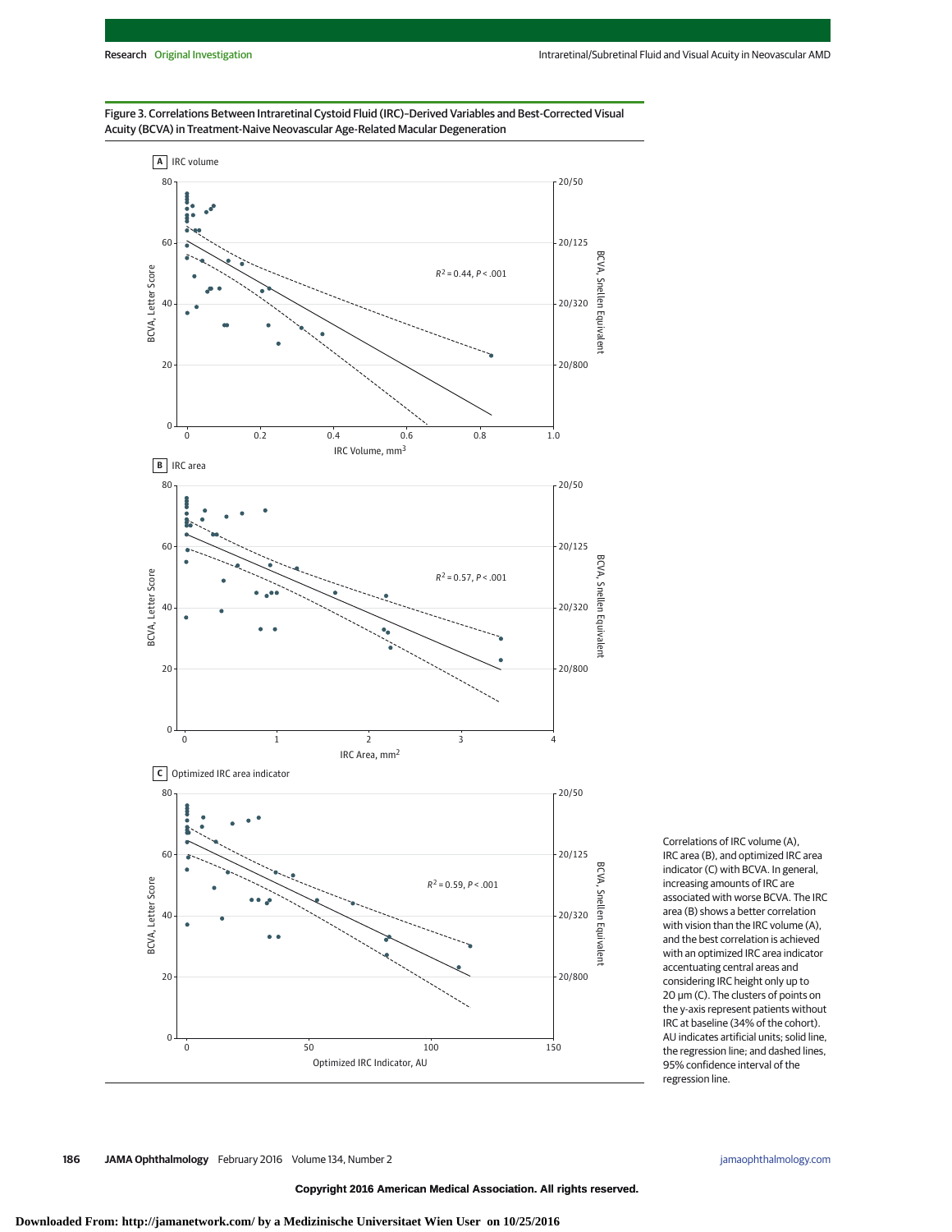Figure 3. Correlations Between Intraretinal Cystoid Fluid (IRC)–Derived Variables and Best-Corrected Visual Acuity (BCVA) in Treatment-Naive Neovascular Age-Related Macular Degeneration

Correlations of IRC volume (A), IRC area (B), and optimized IRC area indicator (C) with BCVA. In general, increasing amounts of IRC are associated with worse BCVA. The IRC area (B) shows a better correlation with vision than the IRC volume (A), and the best correlation is achieved with an optimized IRC area indicator accentuating central areas and considering IRC height only up to 20 μm (C). The clusters of points on the y-axis represent patients without IRC at baseline (34% of the cohort). AU indicates artificial units; solid line, the regression line; and dashed lines, 95% confidence interval of the regression line.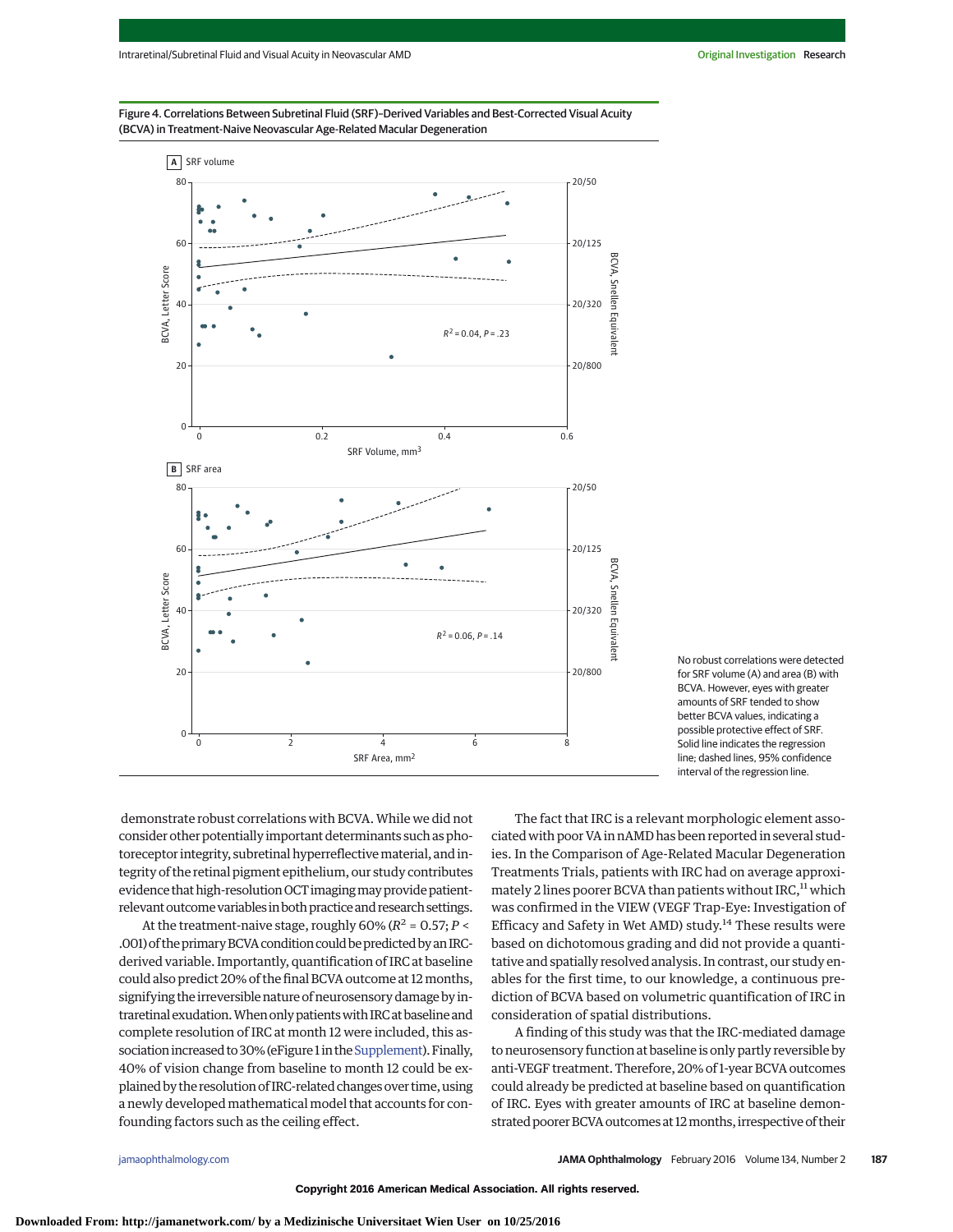Figure 4. Correlations Between Subretinal Fluid (SRF)–Derived Variables and Best-Corrected Visual Acuity (BCVA) in Treatment-Naive Neovascular Age-Related Macular Degeneration

No robust correlations were detected for SRF volume (A) and area (B) with BCVA. However, eyes with greater amounts of SRF tended to show better BCVA values, indicating a possible protective effect of SRF. Solid line indicates the regression line; dashed lines, 95% confidence interval of the regression line.

demonstrate robust correlations with BCVA. While we did not consider other potentially important determinants such as photoreceptor integrity, subretinal hyperreflective material, and integrity of the retinal pigment epithelium, our study contributes evidence that high-resolution OCT imaging may provide patient-relevant outcome variables in both practice and research settings.

At the treatment-naive stage, roughly 60% ($R^2$ = 0.57; $P$ < .001) of the primary BCVA condition could be predicted by an IRC-derived variable. Importantly, quantification of IRC at baseline could also predict 20% of the final BCVA outcome at 12 months, signifying the irreversible nature of neurosensory damage by intraretinal exudation. When only patients with IRC at baseline and complete resolution of IRC at month 12 were included, this association increased to 30% (eFigure 1 in the Supplement). Finally, 40% of vision change from baseline to month 12 could be explained by the resolution of IRC-related changes over time, using a newly developed mathematical model that accounts for confounding factors such as the ceiling effect.

The fact that IRC is a relevant morphologic element associated with poor VA in nAMD has been reported in several studies. In the Comparison of Age-Related Macular Degeneration Treatments Trials, patients with IRC had on average approximately 2 lines poorer BCVA than patients without IRC,[11] which was confirmed in the VIEW (VEGF Trap-Eye: Investigation of Efficacy and Safety in Wet AMD) study.[14] These results were based on dichotomous grading and did not provide a quantitative and spatially resolved analysis. In contrast, our study enables for the first time, to our knowledge, a continuous prediction of BCVA based on volumetric quantification of IRC in consideration of spatial distributions.

A finding of this study was that the IRC-mediated damage to neurosensory function at baseline is only partly reversible by anti-VEGF treatment. Therefore, 20% of 1-year BCVA outcomes could already be predicted at baseline based on quantification of IRC. Eyes with greater amounts of IRC at baseline demonstrated poorer BCVA outcomes at 12 months, irrespective of their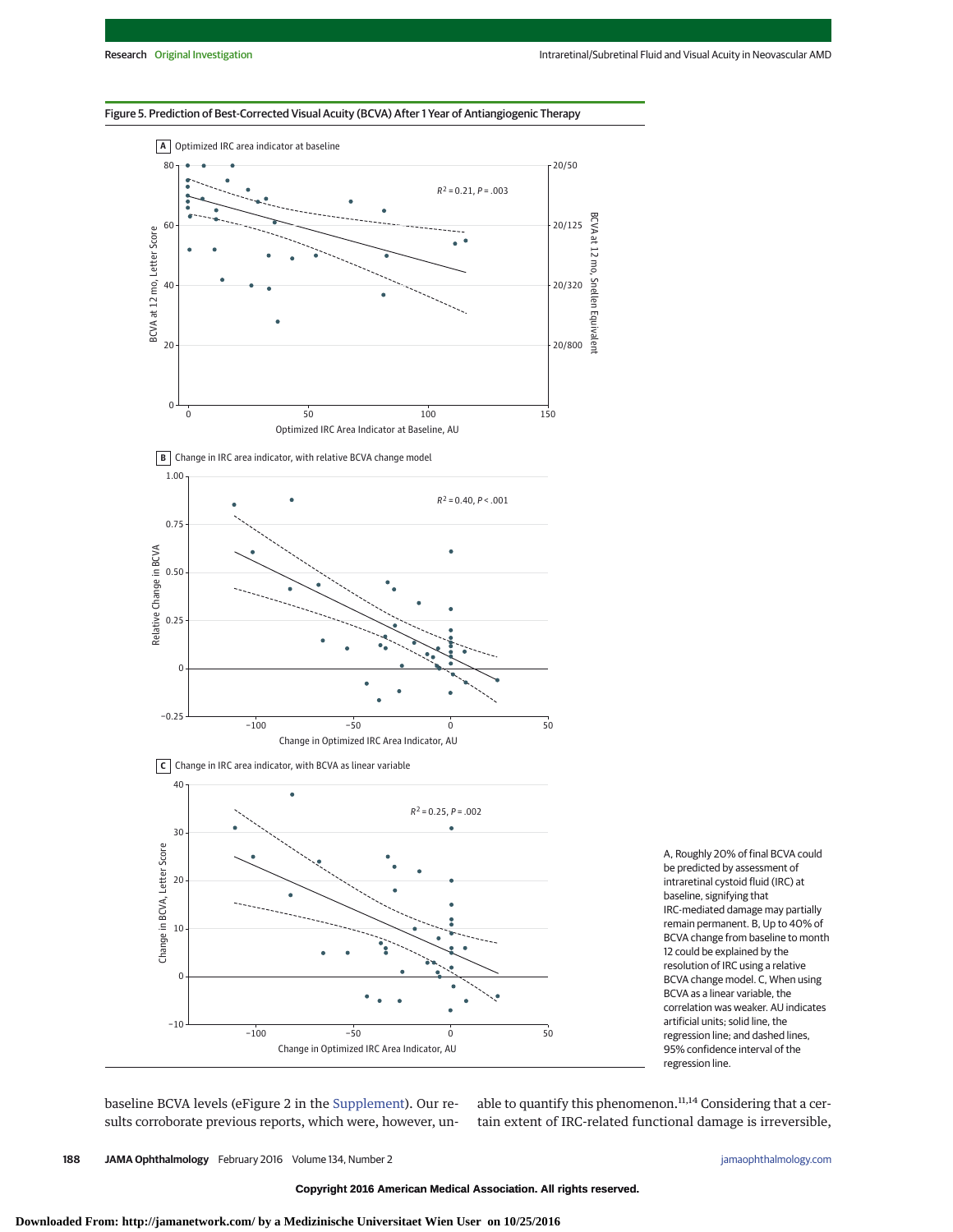Figure 5. Prediction of Best-Corrected Visual Acuity (BCVA) After 1 Year of Antiangiogenic Therapy

A, Roughly 20% of final BCVA could be predicted by assessment of intraretinal cystoid fluid (IRC) at baseline, signifying that IRC-mediated damage may partially remain permanent. B, Up to 40% of BCVA change from baseline to month 12 could be explained by the resolution of IRC using a relative BCVA change model. C, When using BCVA as a linear variable, the correlation was weaker. AU indicates artificial units; solid line, the regression line; and dashed lines, 95% confidence interval of the regression line.

baseline BCVA levels (eFigure 2 in the Supplement). Our results corroborate previous reports, which were, however, unable to quantify this phenomenon.[11,14] Considering that a certain extent of IRC-related functional damage is irreversible,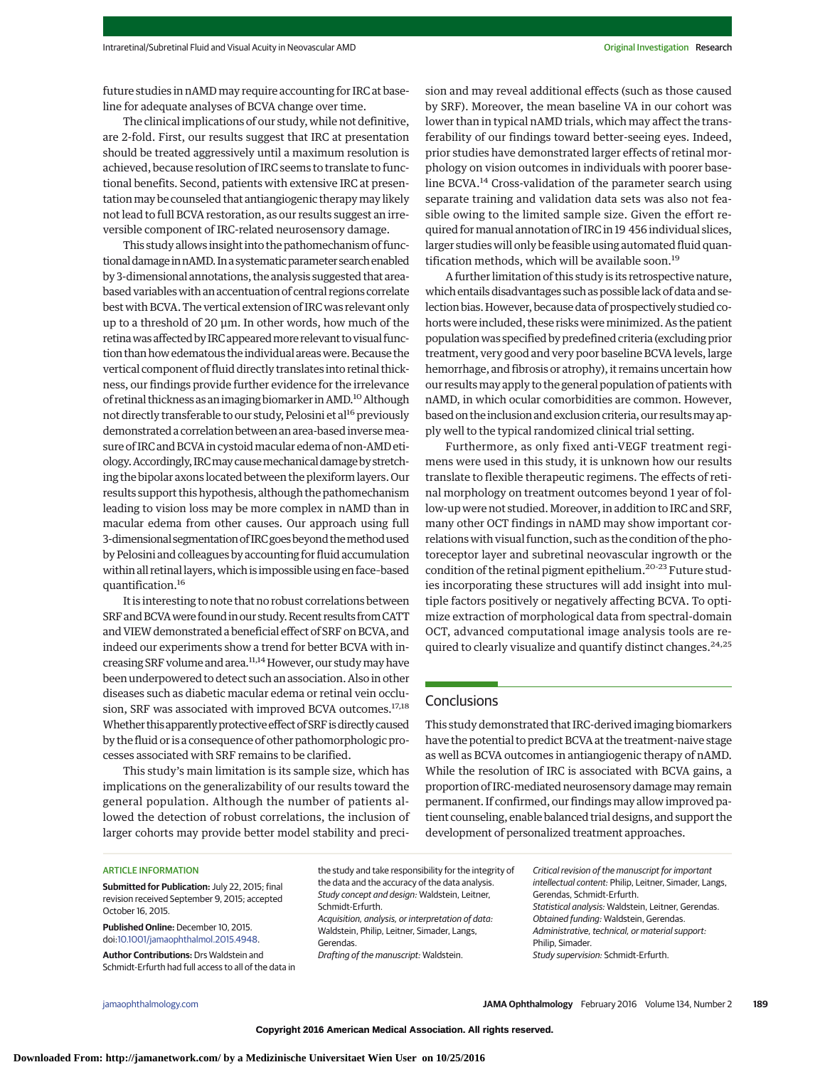future studies in nAMD may require accounting for IRC at baseline for adequate analyses of BCVA change over time.

The clinical implications of our study, while not definitive, are 2-fold. First, our results suggest that IRC at presentation should be treated aggressively until a maximum resolution is achieved, because resolution of IRC seems to translate to functional benefits. Second, patients with extensive IRC at presentation may be counseled that antiangiogenic therapy may likely not lead to full BCVA restoration, as our results suggest an irreversible component of IRC-related neurosensory damage.

This study allows insight into the pathomechanism of functional damage in nAMD. In a systematic parameter search enabled by 3-dimensional annotations, the analysis suggested that area-based variables with an accentuation of central regions correlate best with BCVA. The vertical extension of IRC was relevant only up to a threshold of 20 µm. In other words, how much of the retina was affected by IRC appeared more relevant to visual function than how edematous the individual areas were. Because the vertical component of fluid directly translates into retinal thickness, our findings provide further evidence for the irrelevance of retinal thickness as an imaging biomarker in AMD.[10] Although not directly transferable to our study, Pelosini et al[16] previously demonstrated a correlation between an area-based inverse measure of IRC and BCVA in cystoid macular edema of non-AMD etiology. Accordingly, IRC may cause mechanical damage by stretching the bipolar axons located between the plexiform layers. Our results support this hypothesis, although the pathomechanism leading to vision loss may be more complex in nAMD than in macular edema from other causes. Our approach using full 3-dimensional segmentation of IRC goes beyond the method used by Pelosini and colleagues by accounting for fluid accumulation within all retinal layers, which is impossible using en face–based quantification.[16]

It is interesting to note that no robust correlations between SRF and BCVA were found in our study. Recent results from CATT and VIEW demonstrated a beneficial effect of SRF on BCVA, and indeed our experiments show a trend for better BCVA with increasing SRF volume and area.[11,14] However, our study may have been underpowered to detect such an association. Also in other diseases such as diabetic macular edema or retinal vein occlusion, SRF was associated with improved BCVA outcomes.[17,18] Whether this apparently protective effect of SRF is directly caused by the fluid or is a consequence of other pathomorphologic processes associated with SRF remains to be clarified.

This study's main limitation is its sample size, which has implications on the generalizability of our results toward the general population. Although the number of patients allowed the detection of robust correlations, the inclusion of larger cohorts may provide better model stability and precision and may reveal additional effects (such as those caused by SRF). Moreover, the mean baseline VA in our cohort was lower than in typical nAMD trials, which may affect the transferability of our findings toward better-seeing eyes. Indeed, prior studies have demonstrated larger effects of retinal morphology on vision outcomes in individuals with poorer baseline BCVA.[14] Cross-validation of the parameter search using separate training and validation data sets was also not feasible owing to the limited sample size. Given the effort required for manual annotation of IRC in 19 456 individual slices, larger studies will only be feasible using automated fluid quantification methods, which will be available soon.[19]

A further limitation of this study is its retrospective nature, which entails disadvantages such as possible lack of data and selection bias. However, because data of prospectively studied cohorts were included, these risks were minimized. As the patient population was specified by predefined criteria (excluding prior treatment, very good and very poor baseline BCVA levels, large hemorrhage, and fibrosis or atrophy), it remains uncertain how our results may apply to the general population of patients with nAMD, in which ocular comorbidities are common. However, based on the inclusion and exclusion criteria, our results may apply well to the typical randomized clinical trial setting.

Furthermore, as only fixed anti-VEGF treatment regimens were used in this study, it is unknown how our results translate to flexible therapeutic regimens. The effects of retinal morphology on treatment outcomes beyond 1 year of follow-up were not studied. Moreover, in addition to IRC and SRF, many other OCT findings in nAMD may show important correlations with visual function, such as the condition of the photoreceptor layer and subretinal neovascular ingrowth or the condition of the retinal pigment epithelium.[20-23] Future studies incorporating these structures will add insight into multiple factors positively or negatively affecting BCVA. To optimize extraction of morphological data from spectral-domain OCT, advanced computational image analysis tools are required to clearly visualize and quantify distinct changes.[24,25]

## Conclusions

This study demonstrated that IRC-derived imaging biomarkers have the potential to predict BCVA at the treatment-naive stage as well as BCVA outcomes in antiangiogenic therapy of nAMD. While the resolution of IRC is associated with BCVA gains, a proportion of IRC-mediated neurosensory damage may remain permanent. If confirmed, our findings may allow improved patient counseling, enable balanced trial designs, and support the development of personalized treatment approaches.

### ARTICLE INFORMATION

**Submitted for Publication:** July 22, 2015; final revision received September 9, 2015; accepted October 16, 2015.

**Published Online:** December 10, 2015. doi:10.1001/jamaophthalmol.2015.4948.

**Author Contributions:** Drs Waldstein and Schmidt-Erfurth had full access to all of the data in the study and take responsibility for the integrity of the data and the accuracy of the data analysis.
*Study concept and design:* Waldstein, Leitner, Schmidt-Erfurth.
*Acquisition, analysis, or interpretation of data:* Waldstein, Philip, Leitner, Simader, Langs, Gerendas.
*Drafting of the manuscript:* Waldstein.
*Critical revision of the manuscript for important intellectual content:* Philip, Leitner, Simader, Langs, Gerendas, Schmidt-Erfurth.
*Statistical analysis:* Waldstein, Leitner, Gerendas.
*Obtained funding:* Waldstein, Gerendas.
*Administrative, technical, or material support:* Philip, Simader.
*Study supervision:* Schmidt-Erfurth.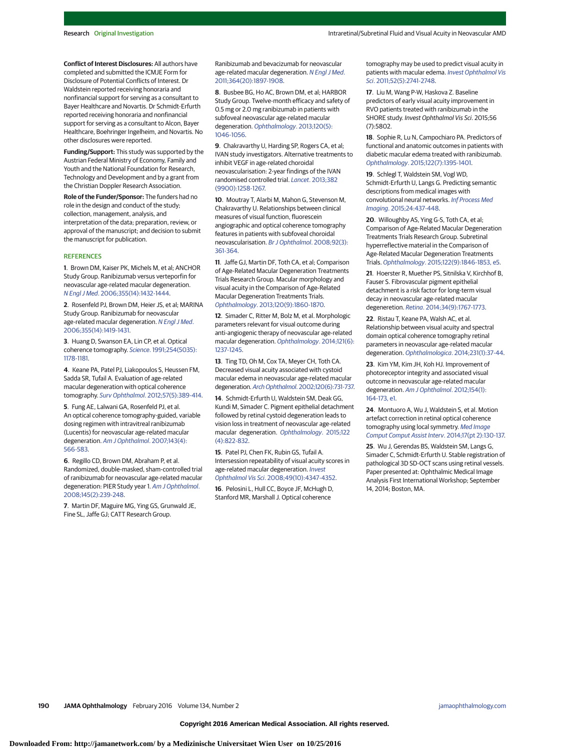**Conflict of Interest Disclosures:** All authors have completed and submitted the ICMJE Form for Disclosure of Potential Conflicts of Interest. Dr Waldstein reported receiving honoraria and nonfinancial support for serving as a consultant to Bayer Healthcare and Novartis. Dr Schmidt-Erfurth reported receiving honoraria and nonfinancial support for serving as a consultant to Alcon, Bayer Healthcare, Boehringer Ingelheim, and Novartis. No other disclosures were reported.

**Funding/Support:** This study was supported by the Austrian Federal Ministry of Economy, Family and Youth and the National Foundation for Research, Technology and Development and by a grant from the Christian Doppler Research Association.

**Role of the Funder/Sponsor:** The funders had no role in the design and conduct of the study; collection, management, analysis, and interpretation of the data; preparation, review, or approval of the manuscript; and decision to submit the manuscript for publication.

## REFERENCES

**1**. Brown DM, Kaiser PK, Michels M, et al; ANCHOR Study Group. Ranibizumab versus verteporfin for neovascular age-related macular degeneration. *N Engl J Med*. 2006;355(14):1432-1444.

**2**. Rosenfeld PJ, Brown DM, Heier JS, et al; MARINA Study Group. Ranibizumab for neovascular age-related macular degeneration. *N Engl J Med*. 2006;355(14):1419-1431.

**3**. Huang D, Swanson EA, Lin CP, et al. Optical coherence tomography. *Science*. 1991;254(5035):1178-1181.

**4**. Keane PA, Patel PJ, Liakopoulos S, Heussen FM, Sadda SR, Tufail A. Evaluation of age-related macular degeneration with optical coherence tomography. *Surv Ophthalmol*. 2012;57(5):389-414.

**5**. Fung AE, Lalwani GA, Rosenfeld PJ, et al. An optical coherence tomography-guided, variable dosing regimen with intravitreal ranibizumab (Lucentis) for neovascular age-related macular degeneration. *Am J Ophthalmol*. 2007;143(4):566-583.

**6**. Regillo CD, Brown DM, Abraham P, et al. Randomized, double-masked, sham-controlled trial of ranibizumab for neovascular age-related macular degeneration: PIER Study year 1. *Am J Ophthalmol*. 2008;145(2):239-248.

**7**. Martin DF, Maguire MG, Ying GS, Grunwald JE, Fine SL, Jaffe GJ; CATT Research Group. Ranibizumab and bevacizumab for neovascular age-related macular degeneration. *N Engl J Med*. 2011;364(20):1897-1908.

**8**. Busbee BG, Ho AC, Brown DM, et al; HARBOR Study Group. Twelve-month efficacy and safety of 0.5 mg or 2.0 mg ranibizumab in patients with subfoveal neovascular age-related macular degeneration. *Ophthalmology*. 2013;120(5):1046-1056.

**9**. Chakravarthy U, Harding SP, Rogers CA, et al; IVAN study investigators. Alternative treatments to inhibit VEGF in age-related choroidal neovascularisation: 2-year findings of the IVAN randomised controlled trial. *Lancet*. 2013;382(9900):1258-1267.

**10**. Moutray T, Alarbi M, Mahon G, Stevenson M, Chakravarthy U. Relationships between clinical measures of visual function, fluorescein angiographic and optical coherence tomography features in patients with subfoveal choroidal neovascularisation. *Br J Ophthalmol*. 2008;92(3):361-364.

**11**. Jaffe GJ, Martin DF, Toth CA, et al; Comparison of Age-Related Macular Degeneration Treatments Trials Research Group. Macular morphology and visual acuity in the Comparison of Age-Related Macular Degeneration Treatments Trials. *Ophthalmology*. 2013;120(9):1860-1870.

**12**. Simader C, Ritter M, Bolz M, et al. Morphologic parameters relevant for visual outcome during anti-angiogenic therapy of neovascular age-related macular degeneration. *Ophthalmology*. 2014;121(6):1237-1245.

**13**. Ting TD, Oh M, Cox TA, Meyer CH, Toth CA. Decreased visual acuity associated with cystoid macular edema in neovascular age-related macular degeneration. *Arch Ophthalmol*. 2002;120(6):731-737.

**14**. Schmidt-Erfurth U, Waldstein SM, Deak GG, Kundi M, Simader C. Pigment epithelial detachment followed by retinal cystoid degeneration leads to vision loss in treatment of neovascular age-related macular degeneration. *Ophthalmology*. 2015;122(4):822-832.

**15**. Patel PJ, Chen FK, Rubin GS, Tufail A. Intersession repeatability of visual acuity scores in age-related macular degeneration. *Invest Ophthalmol Vis Sci*. 2008;49(10):4347-4352.

**16**. Pelosini L, Hull CC, Boyce JF, McHugh D, Stanford MR, Marshall J. Optical coherence tomography may be used to predict visual acuity in patients with macular edema. *Invest Ophthalmol Vis Sci*. 2011;52(5):2741-2748.

**17**. Liu M, Wang P-W, Haskova Z. Baseline predictors of early visual acuity improvement in RVO patients treated with ranibizumab in the SHORE study. *Invest Ophthalmol Vis Sci*. 2015;56(7):5802.

**18**. Sophie R, Lu N, Campochiaro PA. Predictors of functional and anatomic outcomes in patients with diabetic macular edema treated with ranibizumab. *Ophthalmology*. 2015;122(7):1395-1401.

**19**. Schlegl T, Waldstein SM, Vogl WD, Schmidt-Erfurth U, Langs G. Predicting semantic descriptions from medical images with convolutional neural networks. *Inf Process Med Imaging*. 2015;24:437-448.

**20**. Willoughby AS, Ying G-S, Toth CA, et al; Comparison of Age-Related Macular Degeneration Treatments Trials Research Group. Subretinal hyperreflective material in the Comparison of Age-Related Macular Degeneration Treatments Trials. *Ophthalmology*. 2015;122(9):1846-1853, e5.

**21**. Hoerster R, Muether PS, Sitnilska V, Kirchhof B, Fauser S. Fibrovascular pigment epithelial detachment is a risk factor for long-term visual decay in neovascular age-related macular degeneretion. *Retina*. 2014;34(9):1767-1773.

**22**. Ristau T, Keane PA, Walsh AC, et al. Relationship between visual acuity and spectral domain optical coherence tomography retinal parameters in neovascular age-related macular degeneration. *Ophthalmologica*. 2014;231(1):37-44.

**23**. Kim YM, Kim JH, Koh HJ. Improvement of photoreceptor integrity and associated visual outcome in neovascular age-related macular degeneration. *Am J Ophthalmol*. 2012;154(1):164-173, e1.

**24**. Montuoro A, Wu J, Waldstein S, et al. Motion artefact correction in retinal optical coherence tomography using local symmetry. *Med Image Comput Comput Assist Interv*. 2014;17(pt 2):130-137.

**25**. Wu J, Gerendas BS, Waldstein SM, Langs G, Simader C, Schmidt-Erfurth U. Stable registration of pathological 3D SD-OCT scans using retinal vessels. Paper presented at: Ophthalmic Medical Image Analysis First International Workshop; September 14, 2014; Boston, MA.